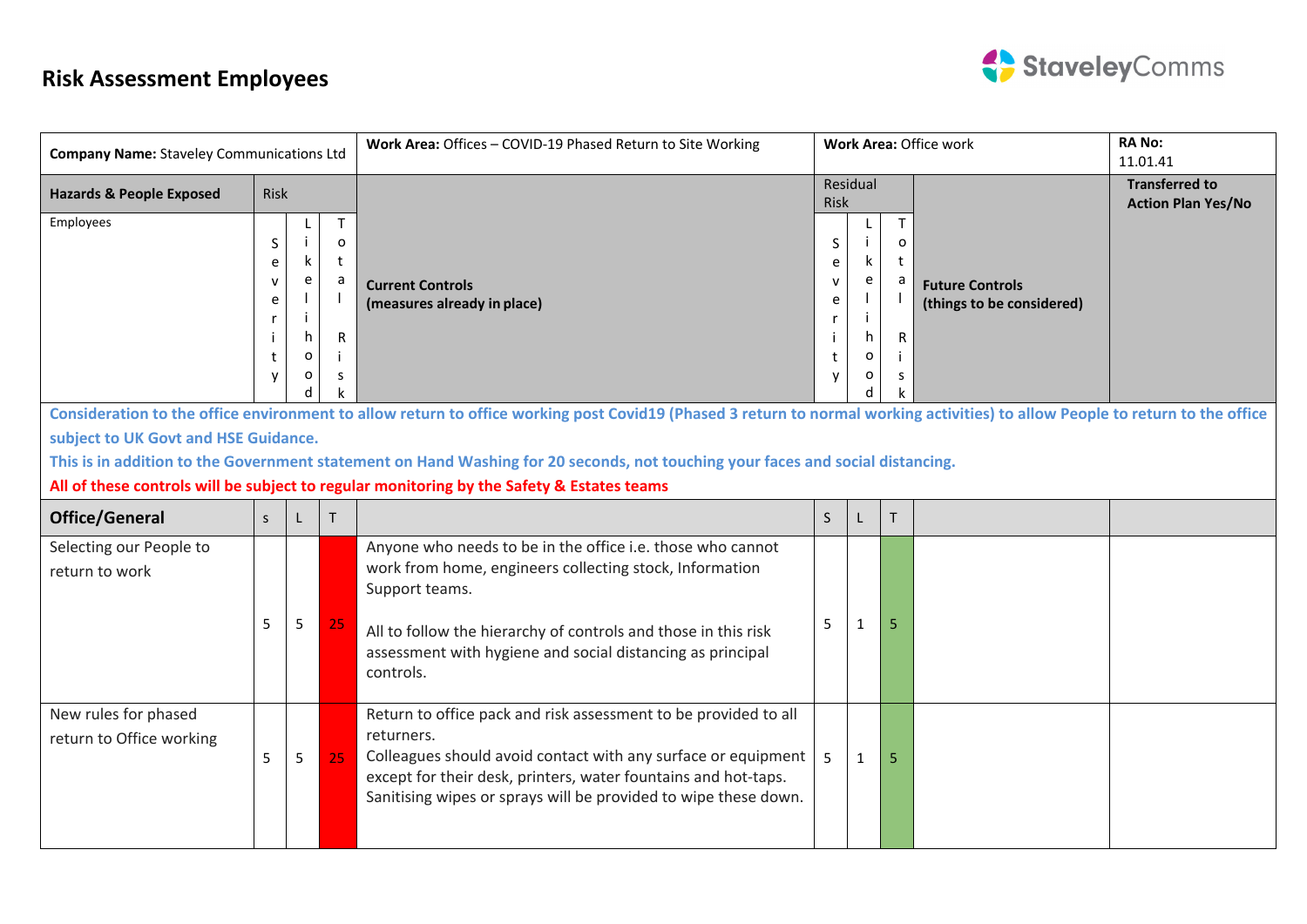# Risk Assessment Employees

| **Company Name:** Staveley Communications Ltd | | | | **Work Area:** Offices – COVID-19 Phased Return to Site Working | **Work Area:** Office work | | | | **RA No:** 11.01.41 |
|---|---|---|---|---|---|---|---|---|---|
| **Hazards & People Exposed** | Risk | | | | Residual Risk | | | | **Transferred to Action Plan Yes/No** |
| Employees | Severity | Likelihood | Total Risk | **Current Controls (measures already in place)** | Severity | Likelihood | Total Risk | **Future Controls (things to be considered)** | |
| **Consideration to the office environment to allow return to office working post Covid19 (Phased 3 return to normal working activities) to allow People to return to the office subject to UK Govt and HSE Guidance. This is in addition to the Government statement on Hand Washing for 20 seconds, not touching your faces and social distancing. All of these controls will be subject to regular monitoring by the Safety & Estates teams** | | | | | | | | | |
| **Office/General** | s | L | T | | S | L | T | | |
| Selecting our People to return to work | 5 | 5 | 25 | Anyone who needs to be in the office i.e. those who cannot work from home, engineers collecting stock, Information Support teams.<br><br>All to follow the hierarchy of controls and those in this risk assessment with hygiene and social distancing as principal controls. | 5 | 1 | 5 | | |
| New rules for phased return to Office working | 5 | 5 | 25 | Return to office pack and risk assessment to be provided to all returners.<br>Colleagues should avoid contact with any surface or equipment except for their desk, printers, water fountains and hot-taps. Sanitising wipes or sprays will be provided to wipe these down. | 5 | 1 | 5 | | |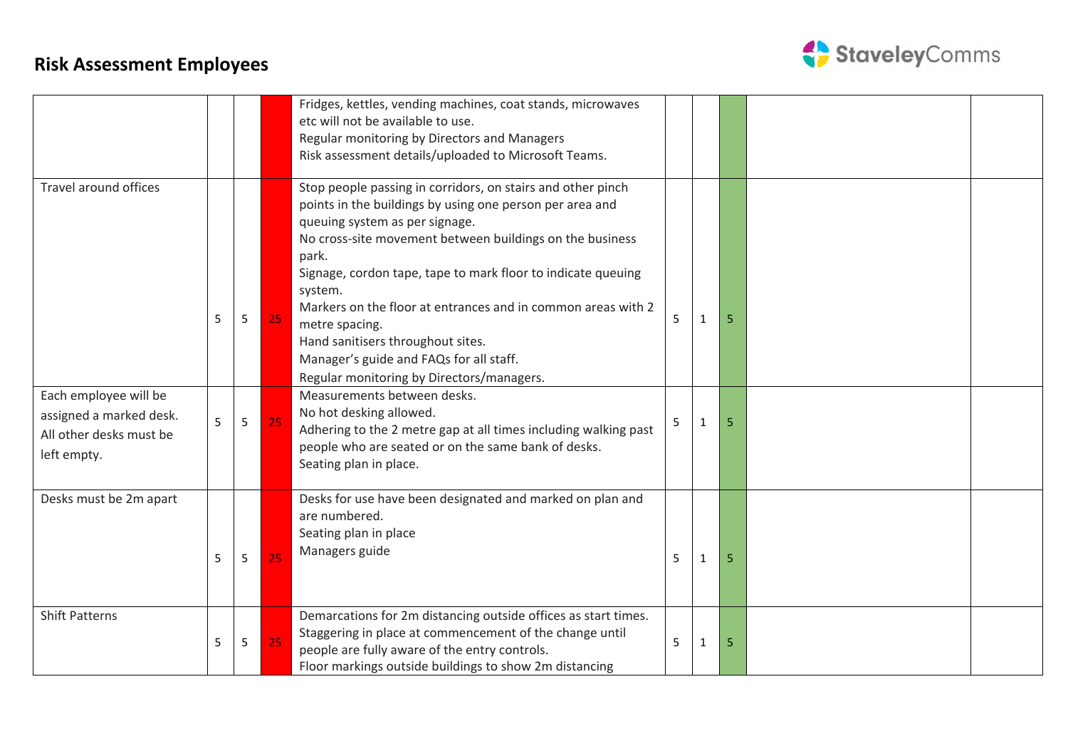# Risk Assessment Employees

| | | | | | | | | | |
|---|---|---|---|---|---|---|---|---|---|
| | | | | Fridges, kettles, vending machines, coat stands, microwaves etc will not be available to use.<br>Regular monitoring by Directors and Managers<br>Risk assessment details/uploaded to Microsoft Teams. | | | | | |
| Travel around offices | 5 | 5 | 25 | Stop people passing in corridors, on stairs and other pinch points in the buildings by using one person per area and queuing system as per signage.<br>No cross-site movement between buildings on the business park.<br>Signage, cordon tape, tape to mark floor to indicate queuing system.<br>Markers on the floor at entrances and in common areas with 2 metre spacing.<br>Hand sanitisers throughout sites.<br>Manager's guide and FAQs for all staff.<br>Regular monitoring by Directors/managers. | 5 | 1 | 5 | | |
| Each employee will be assigned a marked desk. All other desks must be left empty. | 5 | 5 | 25 | Measurements between desks.<br>No hot desking allowed.<br>Adhering to the 2 metre gap at all times including walking past people who are seated or on the same bank of desks.<br>Seating plan in place. | 5 | 1 | 5 | | |
| Desks must be 2m apart | 5 | 5 | 25 | Desks for use have been designated and marked on plan and are numbered.<br>Seating plan in place<br>Managers guide | 5 | 1 | 5 | | |
| Shift Patterns | 5 | 5 | 25 | Demarcations for 2m distancing outside offices as start times.<br>Staggering in place at commencement of the change until people are fully aware of the entry controls.<br>Floor markings outside buildings to show 2m distancing | 5 | 1 | 5 | | |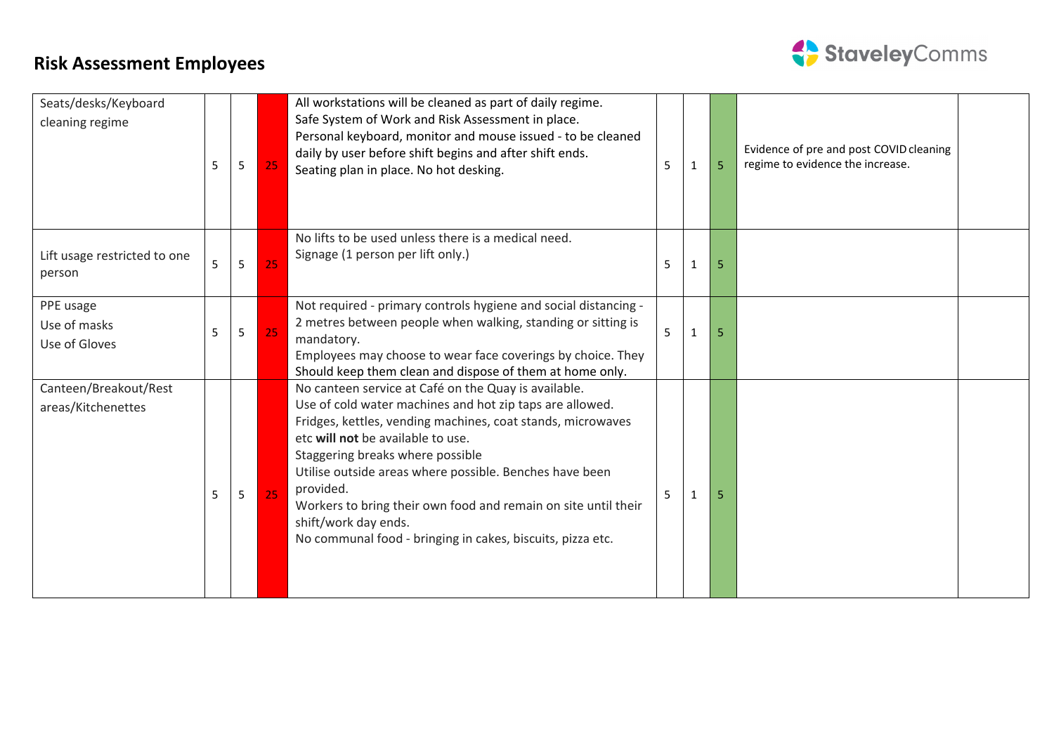# Risk Assessment Employees

| | | | | | | | | | |
|---|---|---|---|---|---|---|---|---|---|
| Seats/desks/Keyboard cleaning regime | 5 | 5 | 25 | All workstations will be cleaned as part of daily regime.<br>Safe System of Work and Risk Assessment in place.<br>Personal keyboard, monitor and mouse issued - to be cleaned daily by user before shift begins and after shift ends.<br>Seating plan in place. No hot desking. | 5 | 1 | 5 | Evidence of pre and post COVID cleaning regime to evidence the increase. | |
| Lift usage restricted to one person | 5 | 5 | 25 | No lifts to be used unless there is a medical need.<br>Signage (1 person per lift only.) | 5 | 1 | 5 | | |
| PPE usage<br>Use of masks<br>Use of Gloves | 5 | 5 | 25 | Not required - primary controls hygiene and social distancing - 2 metres between people when walking, standing or sitting is mandatory.<br>Employees may choose to wear face coverings by choice. They Should keep them clean and dispose of them at home only. | 5 | 1 | 5 | | |
| Canteen/Breakout/Rest areas/Kitchenettes | 5 | 5 | 25 | No canteen service at Café on the Quay is available.<br>Use of cold water machines and hot zip taps are allowed.<br>Fridges, kettles, vending machines, coat stands, microwaves etc **will not** be available to use.<br>Staggering breaks where possible<br>Utilise outside areas where possible. Benches have been provided.<br>Workers to bring their own food and remain on site until their shift/work day ends.<br>No communal food - bringing in cakes, biscuits, pizza etc. | 5 | 1 | 5 | | |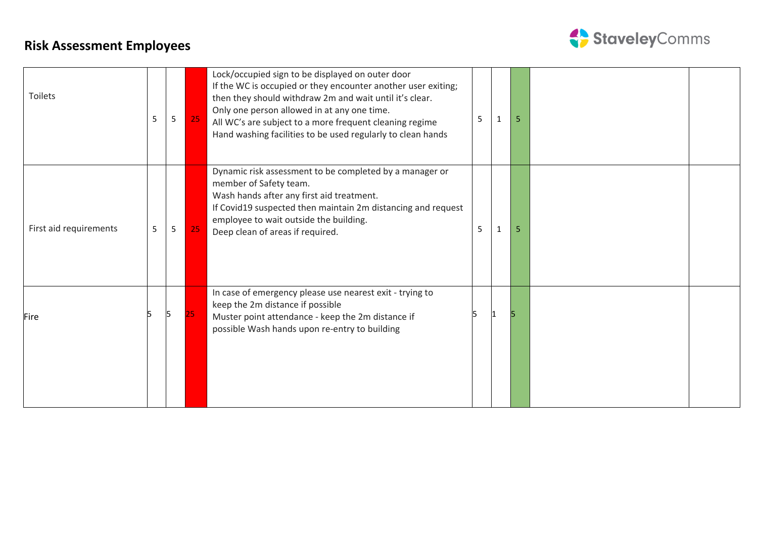## Risk Assessment Employees

| | | | | | | | | | |
|---|---|---|---|---|---|---|---|---|---|
| Toilets | 5 | 5 | 25 | Lock/occupied sign to be displayed on outer door<br>If the WC is occupied or they encounter another user exiting; then they should withdraw 2m and wait until it's clear.<br>Only one person allowed in at any one time.<br>All WC's are subject to a more frequent cleaning regime<br>Hand washing facilities to be used regularly to clean hands | 5 | 1 | 5 | | |
| First aid requirements | 5 | 5 | 25 | Dynamic risk assessment to be completed by a manager or member of Safety team.<br>Wash hands after any first aid treatment.<br>If Covid19 suspected then maintain 2m distancing and request employee to wait outside the building.<br>Deep clean of areas if required. | 5 | 1 | 5 | | |
| Fire | 5 | 5 | 25 | In case of emergency please use nearest exit - trying to keep the 2m distance if possible<br>Muster point attendance - keep the 2m distance if possible Wash hands upon re-entry to building | 5 | 1 | 5 | | |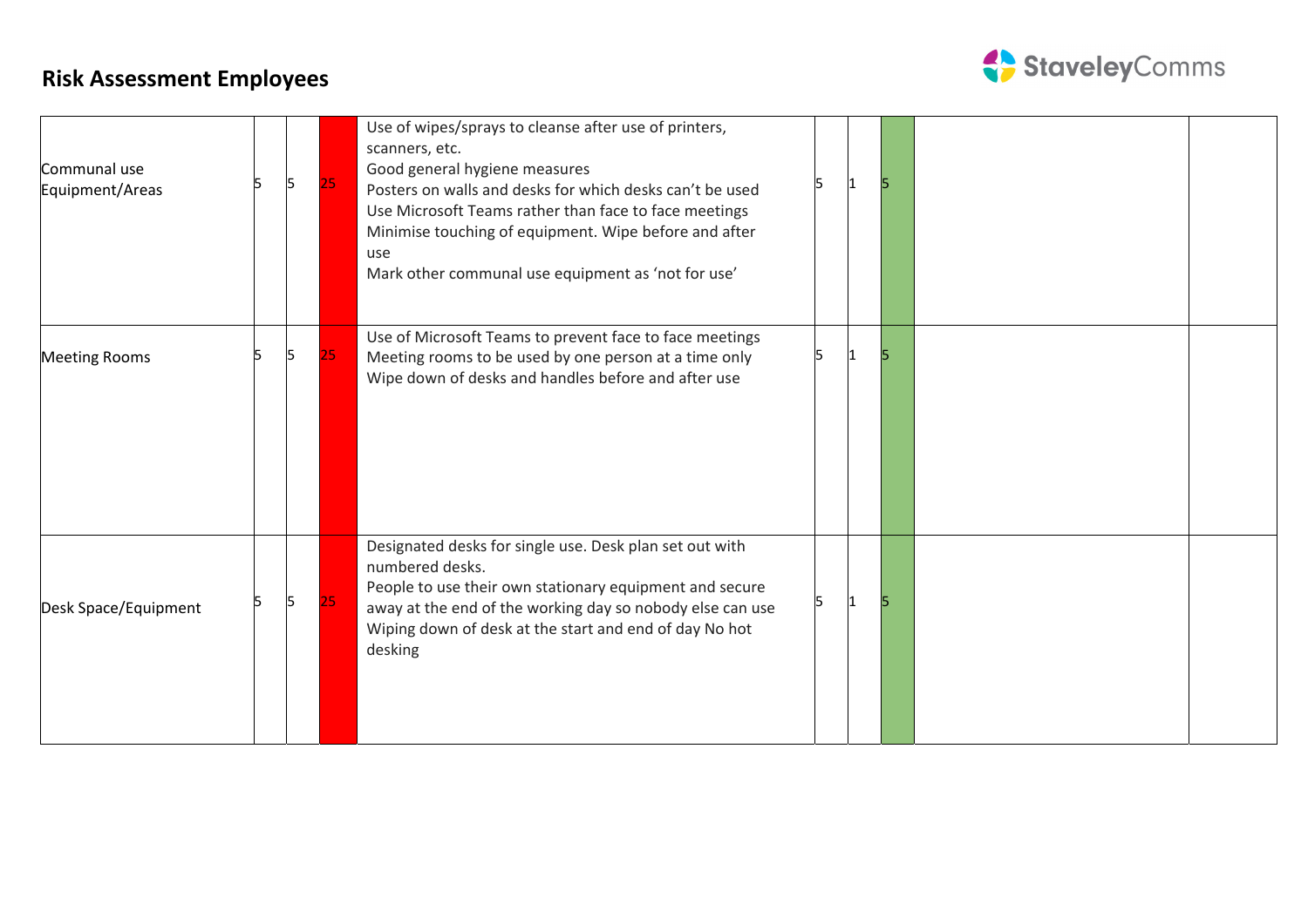## Risk Assessment Employees

| | | | | | | | | | |
|---|---|---|---|---|---|---|---|---|---|
| Communal use Equipment/Areas | 5 | 5 | 25 | Use of wipes/sprays to cleanse after use of printers, scanners, etc.<br>Good general hygiene measures<br>Posters on walls and desks for which desks can't be used<br>Use Microsoft Teams rather than face to face meetings<br>Minimise touching of equipment. Wipe before and after use<br>Mark other communal use equipment as 'not for use' | 5 | 1 | 5 | | |
| Meeting Rooms | 5 | 5 | 25 | Use of Microsoft Teams to prevent face to face meetings<br>Meeting rooms to be used by one person at a time only<br>Wipe down of desks and handles before and after use | 5 | 1 | 5 | | |
| Desk Space/Equipment | 5 | 5 | 25 | Designated desks for single use. Desk plan set out with numbered desks.<br>People to use their own stationary equipment and secure away at the end of the working day so nobody else can use<br>Wiping down of desk at the start and end of day No hot desking | 5 | 1 | 5 | | |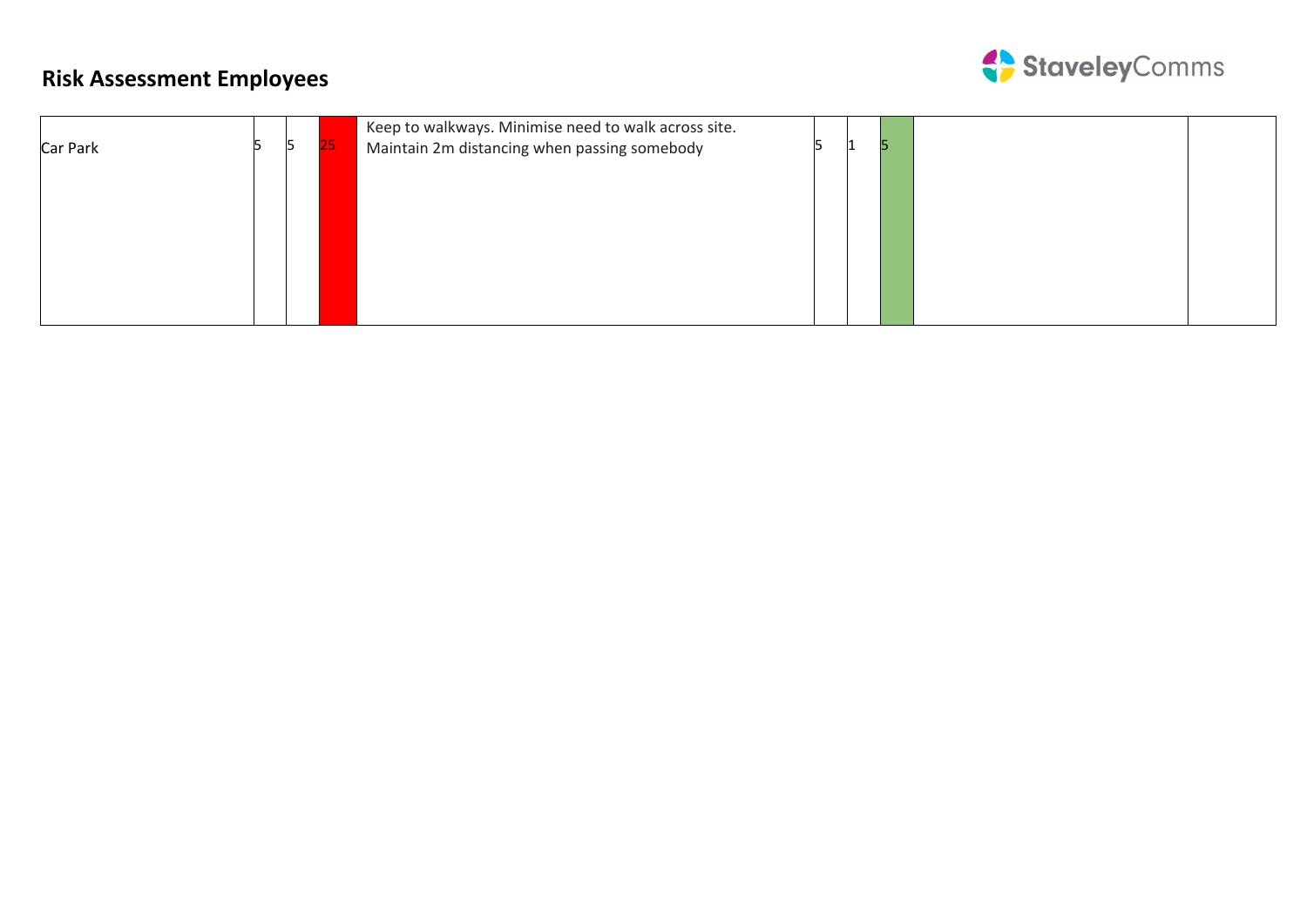## Risk Assessment Employees

| | | | | | | | | | |
|---|---|---|---|---|---|---|---|---|---|
| Car Park | 5 | 5 | 25 | Keep to walkways. Minimise need to walk across site. Maintain 2m distancing when passing somebody | 5 | 1 | 5 | | |